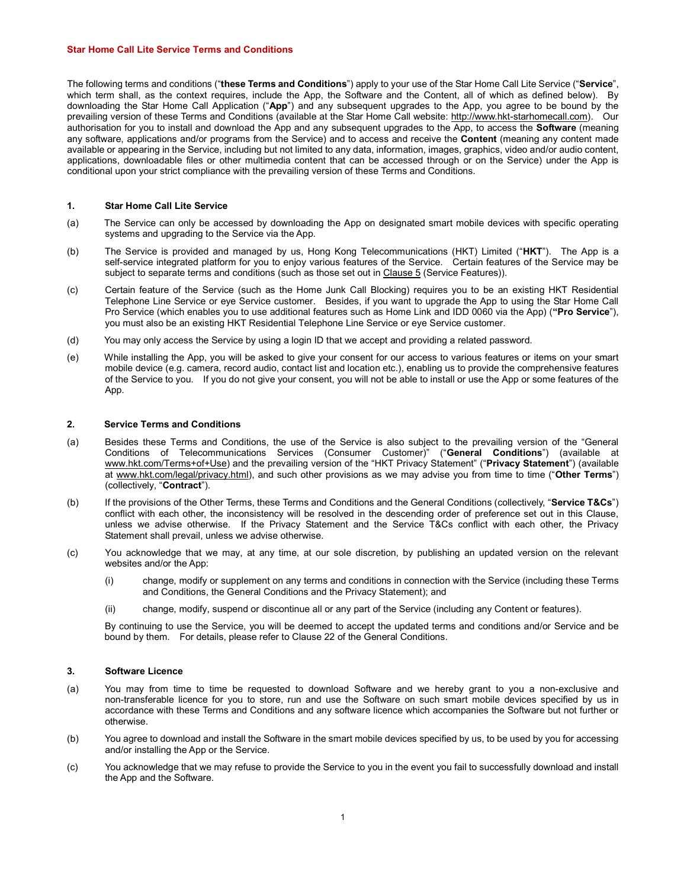# Star Home Call Lite Service Terms and Conditions

The following terms and conditions ("**these Terms and Conditions**") apply to your use of the Star Home Call Lite Service ("**Service**", which term shall, as the context requires, include the App, the Software and the Content, all of which as defined below). By downloading the Star Home Call Application ("**App**") and any subsequent upgrades to the App, you agree to be bound by the prevailing version of these Terms and Conditions (available at the Star Home Call website: http://www.hkt-starhomecall.com). Our authorisation for you to install and download the App and any subsequent upgrades to the App, to access the **Software** (meaning any software, applications and/or programs from the Service) and to access and receive the **Content** (meaning any content made available or appearing in the Service, including but not limited to any data, information, images, graphics, video and/or audio content, applications, downloadable files or other multimedia content that can be accessed through or on the Service) under the App is conditional upon your strict compliance with the prevailing version of these Terms and Conditions.

## 1. Star Home Call Lite Service

(a) The Service can only be accessed by downloading the App on designated smart mobile devices with specific operating systems and upgrading to the Service via the App.

(b) The Service is provided and managed by us, Hong Kong Telecommunications (HKT) Limited ("**HKT**"). The App is a self-service integrated platform for you to enjoy various features of the Service. Certain features of the Service may be subject to separate terms and conditions (such as those set out in Clause 5 (Service Features)).

(c) Certain feature of the Service (such as the Home Junk Call Blocking) requires you to be an existing HKT Residential Telephone Line Service or eye Service customer. Besides, if you want to upgrade the App to using the Star Home Call Pro Service (which enables you to use additional features such as Home Link and IDD 0060 via the App) (**"Pro Service**"), you must also be an existing HKT Residential Telephone Line Service or eye Service customer.

(d) You may only access the Service by using a login ID that we accept and providing a related password.

(e) While installing the App, you will be asked to give your consent for our access to various features or items on your smart mobile device (e.g. camera, record audio, contact list and location etc.), enabling us to provide the comprehensive features of the Service to you. If you do not give your consent, you will not be able to install or use the App or some features of the App.

## 2. Service Terms and Conditions

(a) Besides these Terms and Conditions, the use of the Service is also subject to the prevailing version of the "General Conditions of Telecommunications Services (Consumer Customer)" ("**General Conditions**") (available at www.hkt.com/Terms+of+Use) and the prevailing version of the "HKT Privacy Statement" ("**Privacy Statement**") (available at www.hkt.com/legal/privacy.html), and such other provisions as we may advise you from time to time ("**Other Terms**") (collectively, "**Contract**").

(b) If the provisions of the Other Terms, these Terms and Conditions and the General Conditions (collectively, "**Service T&Cs**") conflict with each other, the inconsistency will be resolved in the descending order of preference set out in this Clause, unless we advise otherwise. If the Privacy Statement and the Service T&Cs conflict with each other, the Privacy Statement shall prevail, unless we advise otherwise.

(c) You acknowledge that we may, at any time, at our sole discretion, by publishing an updated version on the relevant websites and/or the App:

(i) change, modify or supplement on any terms and conditions in connection with the Service (including these Terms and Conditions, the General Conditions and the Privacy Statement); and

(ii) change, modify, suspend or discontinue all or any part of the Service (including any Content or features).

By continuing to use the Service, you will be deemed to accept the updated terms and conditions and/or Service and be bound by them. For details, please refer to Clause 22 of the General Conditions.

## 3. Software Licence

(a) You may from time to time be requested to download Software and we hereby grant to you a non-exclusive and non-transferable licence for you to store, run and use the Software on such smart mobile devices specified by us in accordance with these Terms and Conditions and any software licence which accompanies the Software but not further or otherwise.

(b) You agree to download and install the Software in the smart mobile devices specified by us, to be used by you for accessing and/or installing the App or the Service.

(c) You acknowledge that we may refuse to provide the Service to you in the event you fail to successfully download and install the App and the Software.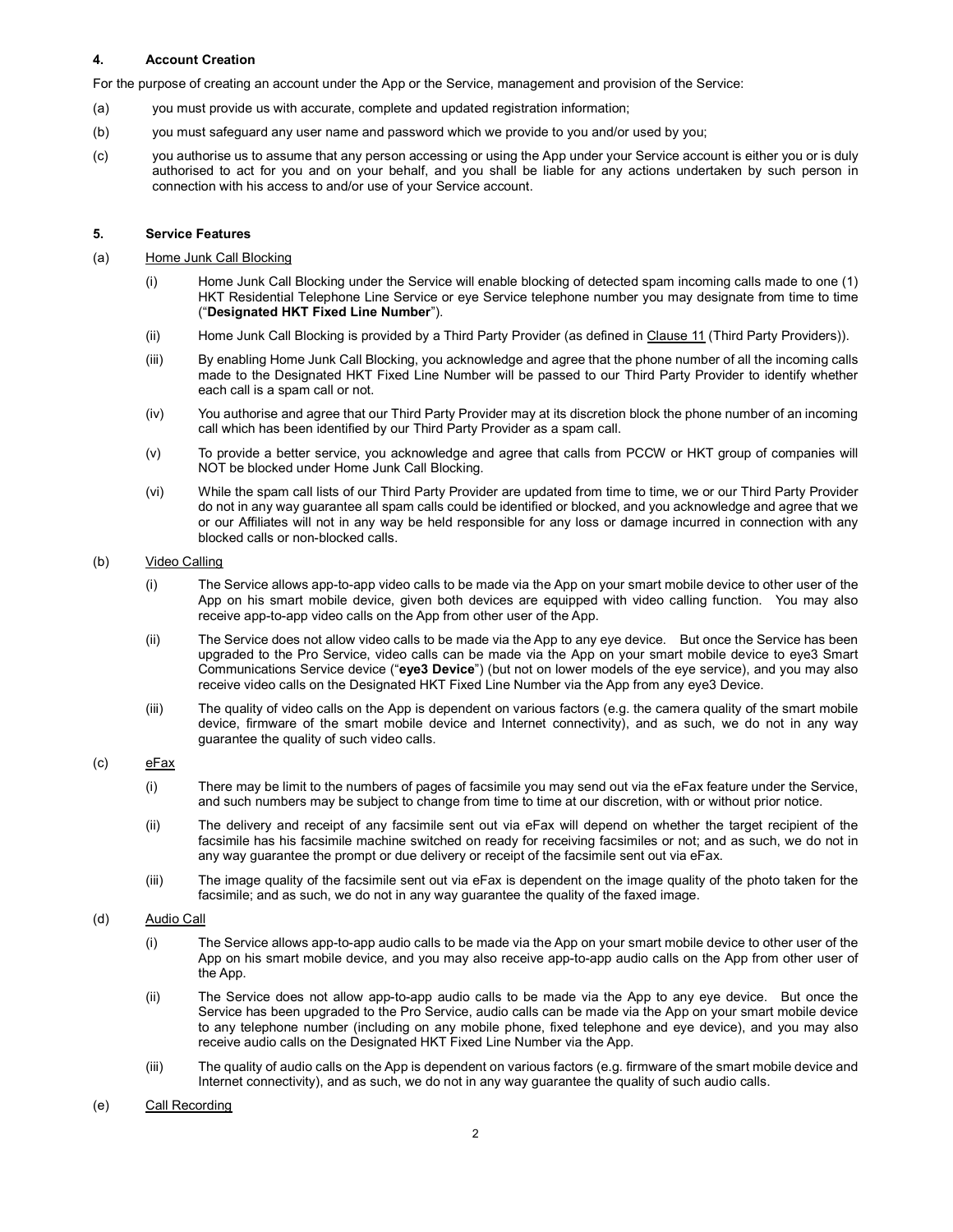## 4. Account Creation

For the purpose of creating an account under the App or the Service, management and provision of the Service:

(a) you must provide us with accurate, complete and updated registration information;

(b) you must safeguard any user name and password which we provide to you and/or used by you;

(c) you authorise us to assume that any person accessing or using the App under your Service account is either you or is duly authorised to act for you and on your behalf, and you shall be liable for any actions undertaken by such person in connection with his access to and/or use of your Service account.

## 5. Service Features

(a) Home Junk Call Blocking

(i) Home Junk Call Blocking under the Service will enable blocking of detected spam incoming calls made to one (1) HKT Residential Telephone Line Service or eye Service telephone number you may designate from time to time ("**Designated HKT Fixed Line Number**").

(ii) Home Junk Call Blocking is provided by a Third Party Provider (as defined in Clause 11 (Third Party Providers)).

(iii) By enabling Home Junk Call Blocking, you acknowledge and agree that the phone number of all the incoming calls made to the Designated HKT Fixed Line Number will be passed to our Third Party Provider to identify whether each call is a spam call or not.

(iv) You authorise and agree that our Third Party Provider may at its discretion block the phone number of an incoming call which has been identified by our Third Party Provider as a spam call.

(v) To provide a better service, you acknowledge and agree that calls from PCCW or HKT group of companies will NOT be blocked under Home Junk Call Blocking.

(vi) While the spam call lists of our Third Party Provider are updated from time to time, we or our Third Party Provider do not in any way guarantee all spam calls could be identified or blocked, and you acknowledge and agree that we or our Affiliates will not in any way be held responsible for any loss or damage incurred in connection with any blocked calls or non-blocked calls.

(b) Video Calling

(i) The Service allows app-to-app video calls to be made via the App on your smart mobile device to other user of the App on his smart mobile device, given both devices are equipped with video calling function. You may also receive app-to-app video calls on the App from other user of the App.

(ii) The Service does not allow video calls to be made via the App to any eye device. But once the Service has been upgraded to the Pro Service, video calls can be made via the App on your smart mobile device to eye3 Smart Communications Service device ("**eye3 Device**") (but not on lower models of the eye service), and you may also receive video calls on the Designated HKT Fixed Line Number via the App from any eye3 Device.

(iii) The quality of video calls on the App is dependent on various factors (e.g. the camera quality of the smart mobile device, firmware of the smart mobile device and Internet connectivity), and as such, we do not in any way guarantee the quality of such video calls.

(c) eFax

(i) There may be limit to the numbers of pages of facsimile you may send out via the eFax feature under the Service, and such numbers may be subject to change from time to time at our discretion, with or without prior notice.

(ii) The delivery and receipt of any facsimile sent out via eFax will depend on whether the target recipient of the facsimile has his facsimile machine switched on ready for receiving facsimiles or not; and as such, we do not in any way guarantee the prompt or due delivery or receipt of the facsimile sent out via eFax.

(iii) The image quality of the facsimile sent out via eFax is dependent on the image quality of the photo taken for the facsimile; and as such, we do not in any way guarantee the quality of the faxed image.

(d) Audio Call

(i) The Service allows app-to-app audio calls to be made via the App on your smart mobile device to other user of the App on his smart mobile device, and you may also receive app-to-app audio calls on the App from other user of the App.

(ii) The Service does not allow app-to-app audio calls to be made via the App to any eye device. But once the Service has been upgraded to the Pro Service, audio calls can be made via the App on your smart mobile device to any telephone number (including on any mobile phone, fixed telephone and eye device), and you may also receive audio calls on the Designated HKT Fixed Line Number via the App.

(iii) The quality of audio calls on the App is dependent on various factors (e.g. firmware of the smart mobile device and Internet connectivity), and as such, we do not in any way guarantee the quality of such audio calls.

(e) Call Recording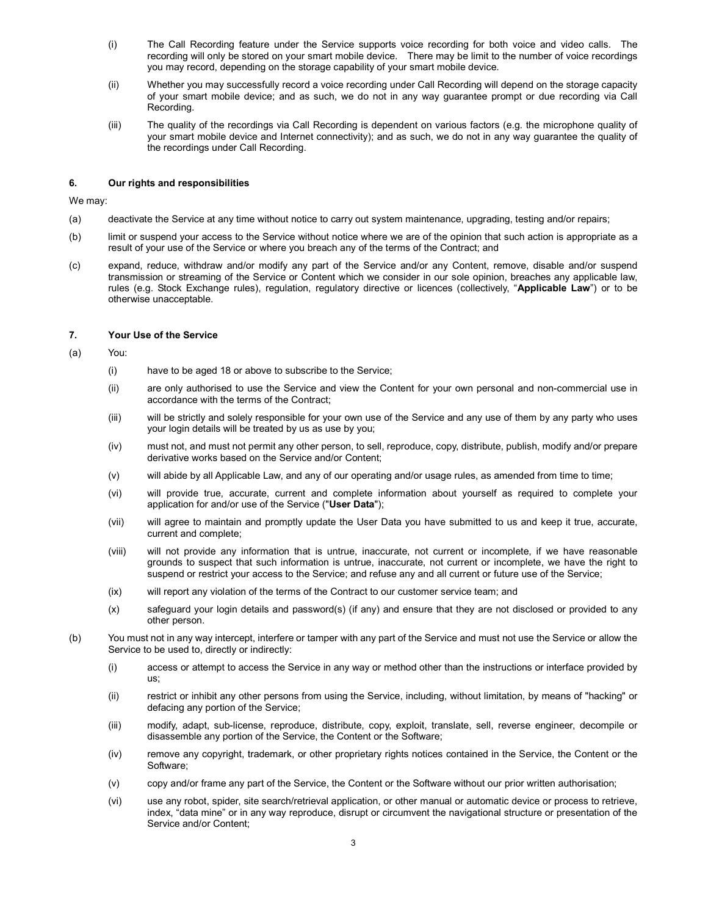(i) The Call Recording feature under the Service supports voice recording for both voice and video calls. The recording will only be stored on your smart mobile device. There may be limit to the number of voice recordings you may record, depending on the storage capability of your smart mobile device.

(ii) Whether you may successfully record a voice recording under Call Recording will depend on the storage capacity of your smart mobile device; and as such, we do not in any way guarantee prompt or due recording via Call Recording.

(iii) The quality of the recordings via Call Recording is dependent on various factors (e.g. the microphone quality of your smart mobile device and Internet connectivity); and as such, we do not in any way guarantee the quality of the recordings under Call Recording.

### 6. Our rights and responsibilities

We may:

(a) deactivate the Service at any time without notice to carry out system maintenance, upgrading, testing and/or repairs;

(b) limit or suspend your access to the Service without notice where we are of the opinion that such action is appropriate as a result of your use of the Service or where you breach any of the terms of the Contract; and

(c) expand, reduce, withdraw and/or modify any part of the Service and/or any Content, remove, disable and/or suspend transmission or streaming of the Service or Content which we consider in our sole opinion, breaches any applicable law, rules (e.g. Stock Exchange rules), regulation, regulatory directive or licences (collectively, "**Applicable Law**") or to be otherwise unacceptable.

### 7. Your Use of the Service

(a) You:

(i) have to be aged 18 or above to subscribe to the Service;

(ii) are only authorised to use the Service and view the Content for your own personal and non-commercial use in accordance with the terms of the Contract;

(iii) will be strictly and solely responsible for your own use of the Service and any use of them by any party who uses your login details will be treated by us as use by you;

(iv) must not, and must not permit any other person, to sell, reproduce, copy, distribute, publish, modify and/or prepare derivative works based on the Service and/or Content;

(v) will abide by all Applicable Law, and any of our operating and/or usage rules, as amended from time to time;

(vi) will provide true, accurate, current and complete information about yourself as required to complete your application for and/or use of the Service ("**User Data**");

(vii) will agree to maintain and promptly update the User Data you have submitted to us and keep it true, accurate, current and complete;

(viii) will not provide any information that is untrue, inaccurate, not current or incomplete, if we have reasonable grounds to suspect that such information is untrue, inaccurate, not current or incomplete, we have the right to suspend or restrict your access to the Service; and refuse any and all current or future use of the Service;

(ix) will report any violation of the terms of the Contract to our customer service team; and

(x) safeguard your login details and password(s) (if any) and ensure that they are not disclosed or provided to any other person.

(b) You must not in any way intercept, interfere or tamper with any part of the Service and must not use the Service or allow the Service to be used to, directly or indirectly:

(i) access or attempt to access the Service in any way or method other than the instructions or interface provided by us;

(ii) restrict or inhibit any other persons from using the Service, including, without limitation, by means of "hacking" or defacing any portion of the Service;

(iii) modify, adapt, sub-license, reproduce, distribute, copy, exploit, translate, sell, reverse engineer, decompile or disassemble any portion of the Service, the Content or the Software;

(iv) remove any copyright, trademark, or other proprietary rights notices contained in the Service, the Content or the Software;

(v) copy and/or frame any part of the Service, the Content or the Software without our prior written authorisation;

(vi) use any robot, spider, site search/retrieval application, or other manual or automatic device or process to retrieve, index, "data mine" or in any way reproduce, disrupt or circumvent the navigational structure or presentation of the Service and/or Content;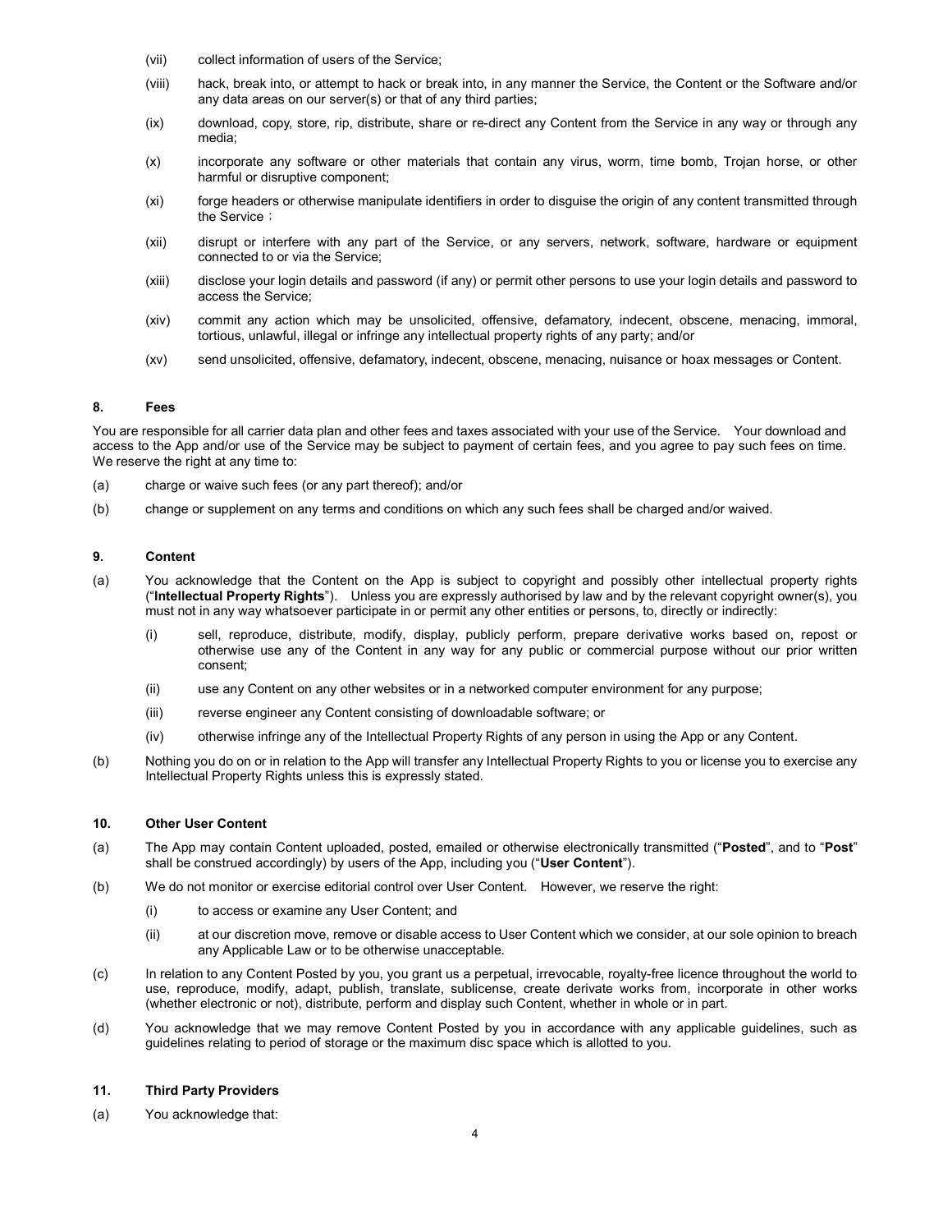(vii) collect information of users of the Service;

(viii) hack, break into, or attempt to hack or break into, in any manner the Service, the Content or the Software and/or any data areas on our server(s) or that of any third parties;

(ix) download, copy, store, rip, distribute, share or re-direct any Content from the Service in any way or through any media;

(x) incorporate any software or other materials that contain any virus, worm, time bomb, Trojan horse, or other harmful or disruptive component;

(xi) forge headers or otherwise manipulate identifiers in order to disguise the origin of any content transmitted through the Service；

(xii) disrupt or interfere with any part of the Service, or any servers, network, software, hardware or equipment connected to or via the Service;

(xiii) disclose your login details and password (if any) or permit other persons to use your login details and password to access the Service;

(xiv) commit any action which may be unsolicited, offensive, defamatory, indecent, obscene, menacing, immoral, tortious, unlawful, illegal or infringe any intellectual property rights of any party; and/or

(xv) send unsolicited, offensive, defamatory, indecent, obscene, menacing, nuisance or hoax messages or Content.

## 8. Fees

You are responsible for all carrier data plan and other fees and taxes associated with your use of the Service. Your download and access to the App and/or use of the Service may be subject to payment of certain fees, and you agree to pay such fees on time. We reserve the right at any time to:

(a) charge or waive such fees (or any part thereof); and/or

(b) change or supplement on any terms and conditions on which any such fees shall be charged and/or waived.

## 9. Content

(a) You acknowledge that the Content on the App is subject to copyright and possibly other intellectual property rights ("**Intellectual Property Rights**"). Unless you are expressly authorised by law and by the relevant copyright owner(s), you must not in any way whatsoever participate in or permit any other entities or persons, to, directly or indirectly:

(i) sell, reproduce, distribute, modify, display, publicly perform, prepare derivative works based on, repost or otherwise use any of the Content in any way for any public or commercial purpose without our prior written consent;

(ii) use any Content on any other websites or in a networked computer environment for any purpose;

(iii) reverse engineer any Content consisting of downloadable software; or

(iv) otherwise infringe any of the Intellectual Property Rights of any person in using the App or any Content.

(b) Nothing you do on or in relation to the App will transfer any Intellectual Property Rights to you or license you to exercise any Intellectual Property Rights unless this is expressly stated.

## 10. Other User Content

(a) The App may contain Content uploaded, posted, emailed or otherwise electronically transmitted ("**Posted**", and to "**Post**" shall be construed accordingly) by users of the App, including you ("**User Content**").

(b) We do not monitor or exercise editorial control over User Content. However, we reserve the right:

(i) to access or examine any User Content; and

(ii) at our discretion move, remove or disable access to User Content which we consider, at our sole opinion to breach any Applicable Law or to be otherwise unacceptable.

(c) In relation to any Content Posted by you, you grant us a perpetual, irrevocable, royalty-free licence throughout the world to use, reproduce, modify, adapt, publish, translate, sublicense, create derivate works from, incorporate in other works (whether electronic or not), distribute, perform and display such Content, whether in whole or in part.

(d) You acknowledge that we may remove Content Posted by you in accordance with any applicable guidelines, such as guidelines relating to period of storage or the maximum disc space which is allotted to you.

## 11. Third Party Providers

(a) You acknowledge that: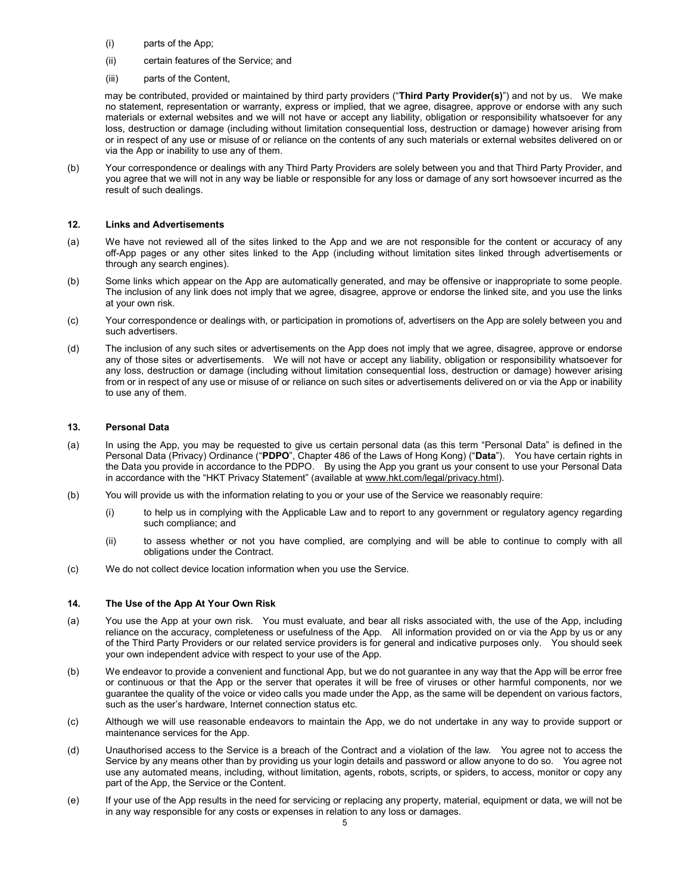(i) parts of the App;

(ii) certain features of the Service; and

(iii) parts of the Content,

may be contributed, provided or maintained by third party providers ("**Third Party Provider(s)**") and not by us. We make no statement, representation or warranty, express or implied, that we agree, disagree, approve or endorse with any such materials or external websites and we will not have or accept any liability, obligation or responsibility whatsoever for any loss, destruction or damage (including without limitation consequential loss, destruction or damage) however arising from or in respect of any use or misuse of or reliance on the contents of any such materials or external websites delivered on or via the App or inability to use any of them.

(b) Your correspondence or dealings with any Third Party Providers are solely between you and that Third Party Provider, and you agree that we will not in any way be liable or responsible for any loss or damage of any sort howsoever incurred as the result of such dealings.

### 12. Links and Advertisements

(a) We have not reviewed all of the sites linked to the App and we are not responsible for the content or accuracy of any off-App pages or any other sites linked to the App (including without limitation sites linked through advertisements or through any search engines).

(b) Some links which appear on the App are automatically generated, and may be offensive or inappropriate to some people. The inclusion of any link does not imply that we agree, disagree, approve or endorse the linked site, and you use the links at your own risk.

(c) Your correspondence or dealings with, or participation in promotions of, advertisers on the App are solely between you and such advertisers.

(d) The inclusion of any such sites or advertisements on the App does not imply that we agree, disagree, approve or endorse any of those sites or advertisements. We will not have or accept any liability, obligation or responsibility whatsoever for any loss, destruction or damage (including without limitation consequential loss, destruction or damage) however arising from or in respect of any use or misuse of or reliance on such sites or advertisements delivered on or via the App or inability to use any of them.

### 13. Personal Data

(a) In using the App, you may be requested to give us certain personal data (as this term "Personal Data" is defined in the Personal Data (Privacy) Ordinance ("**PDPO**", Chapter 486 of the Laws of Hong Kong) ("**Data**"). You have certain rights in the Data you provide in accordance to the PDPO. By using the App you grant us your consent to use your Personal Data in accordance with the "HKT Privacy Statement" (available at www.hkt.com/legal/privacy.html).

(b) You will provide us with the information relating to you or your use of the Service we reasonably require:

(i) to help us in complying with the Applicable Law and to report to any government or regulatory agency regarding such compliance; and

(ii) to assess whether or not you have complied, are complying and will be able to continue to comply with all obligations under the Contract.

(c) We do not collect device location information when you use the Service.

### 14. The Use of the App At Your Own Risk

(a) You use the App at your own risk. You must evaluate, and bear all risks associated with, the use of the App, including reliance on the accuracy, completeness or usefulness of the App. All information provided on or via the App by us or any of the Third Party Providers or our related service providers is for general and indicative purposes only. You should seek your own independent advice with respect to your use of the App.

(b) We endeavor to provide a convenient and functional App, but we do not guarantee in any way that the App will be error free or continuous or that the App or the server that operates it will be free of viruses or other harmful components, nor we guarantee the quality of the voice or video calls you made under the App, as the same will be dependent on various factors, such as the user's hardware, Internet connection status etc.

(c) Although we will use reasonable endeavors to maintain the App, we do not undertake in any way to provide support or maintenance services for the App.

(d) Unauthorised access to the Service is a breach of the Contract and a violation of the law. You agree not to access the Service by any means other than by providing us your login details and password or allow anyone to do so. You agree not use any automated means, including, without limitation, agents, robots, scripts, or spiders, to access, monitor or copy any part of the App, the Service or the Content.

(e) If your use of the App results in the need for servicing or replacing any property, material, equipment or data, we will not be in any way responsible for any costs or expenses in relation to any loss or damages.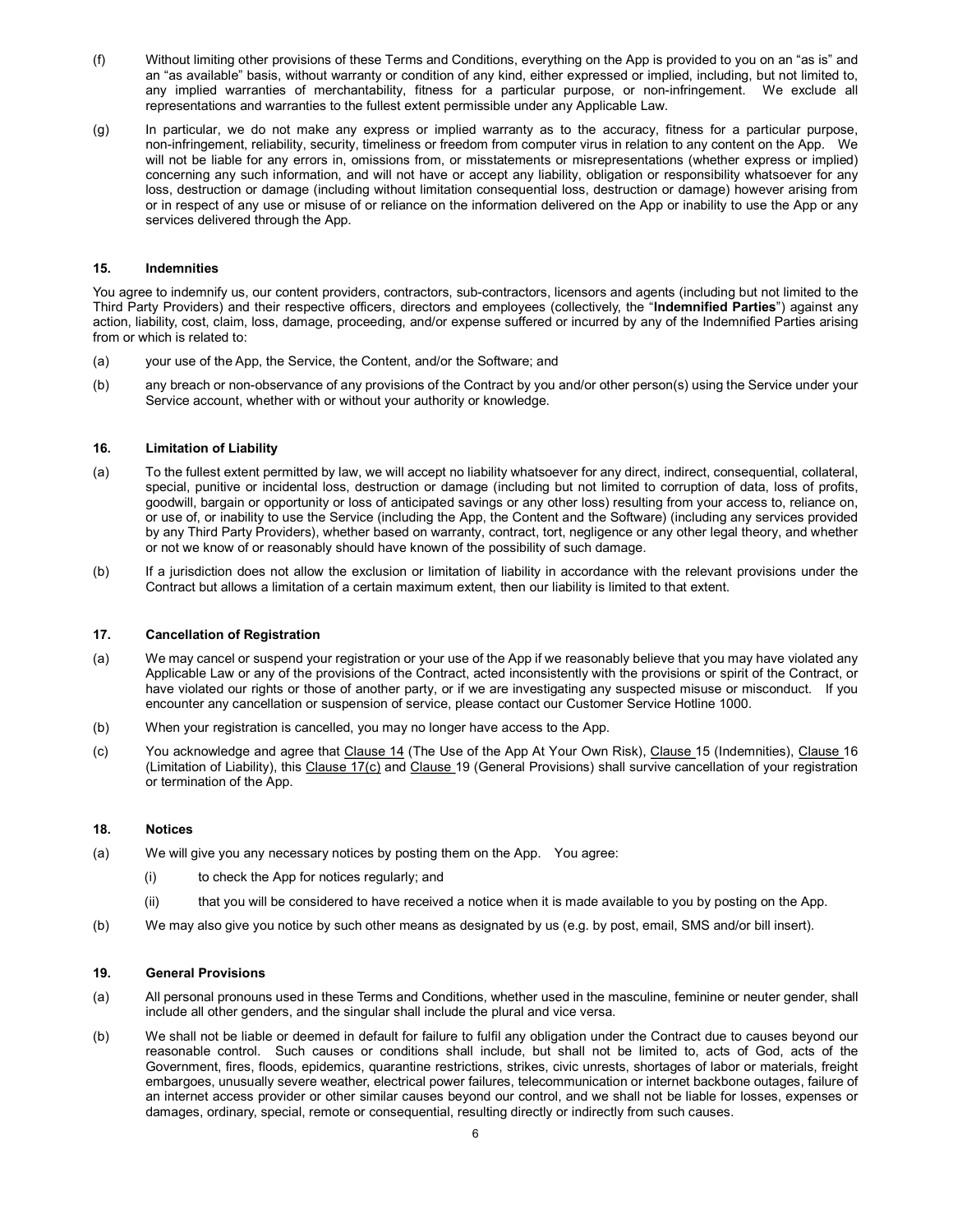(f) Without limiting other provisions of these Terms and Conditions, everything on the App is provided to you on an "as is" and an "as available" basis, without warranty or condition of any kind, either expressed or implied, including, but not limited to, any implied warranties of merchantability, fitness for a particular purpose, or non-infringement. We exclude all representations and warranties to the fullest extent permissible under any Applicable Law.

(g) In particular, we do not make any express or implied warranty as to the accuracy, fitness for a particular purpose, non-infringement, reliability, security, timeliness or freedom from computer virus in relation to any content on the App. We will not be liable for any errors in, omissions from, or misstatements or misrepresentations (whether express or implied) concerning any such information, and will not have or accept any liability, obligation or responsibility whatsoever for any loss, destruction or damage (including without limitation consequential loss, destruction or damage) however arising from or in respect of any use or misuse of or reliance on the information delivered on the App or inability to use the App or any services delivered through the App.

### 15. Indemnities

You agree to indemnify us, our content providers, contractors, sub-contractors, licensors and agents (including but not limited to the Third Party Providers) and their respective officers, directors and employees (collectively, the "**Indemnified Parties**") against any action, liability, cost, claim, loss, damage, proceeding, and/or expense suffered or incurred by any of the Indemnified Parties arising from or which is related to:

(a) your use of the App, the Service, the Content, and/or the Software; and

(b) any breach or non-observance of any provisions of the Contract by you and/or other person(s) using the Service under your Service account, whether with or without your authority or knowledge.

### 16. Limitation of Liability

(a) To the fullest extent permitted by law, we will accept no liability whatsoever for any direct, indirect, consequential, collateral, special, punitive or incidental loss, destruction or damage (including but not limited to corruption of data, loss of profits, goodwill, bargain or opportunity or loss of anticipated savings or any other loss) resulting from your access to, reliance on, or use of, or inability to use the Service (including the App, the Content and the Software) (including any services provided by any Third Party Providers), whether based on warranty, contract, tort, negligence or any other legal theory, and whether or not we know of or reasonably should have known of the possibility of such damage.

(b) If a jurisdiction does not allow the exclusion or limitation of liability in accordance with the relevant provisions under the Contract but allows a limitation of a certain maximum extent, then our liability is limited to that extent.

### 17. Cancellation of Registration

(a) We may cancel or suspend your registration or your use of the App if we reasonably believe that you may have violated any Applicable Law or any of the provisions of the Contract, acted inconsistently with the provisions or spirit of the Contract, or have violated our rights or those of another party, or if we are investigating any suspected misuse or misconduct. If you encounter any cancellation or suspension of service, please contact our Customer Service Hotline 1000.

(b) When your registration is cancelled, you may no longer have access to the App.

(c) You acknowledge and agree that Clause 14 (The Use of the App At Your Own Risk), Clause 15 (Indemnities), Clause 16 (Limitation of Liability), this Clause 17(c) and Clause 19 (General Provisions) shall survive cancellation of your registration or termination of the App.

### 18. Notices

(a) We will give you any necessary notices by posting them on the App. You agree:

  (i) to check the App for notices regularly; and

  (ii) that you will be considered to have received a notice when it is made available to you by posting on the App.

(b) We may also give you notice by such other means as designated by us (e.g. by post, email, SMS and/or bill insert).

### 19. General Provisions

(a) All personal pronouns used in these Terms and Conditions, whether used in the masculine, feminine or neuter gender, shall include all other genders, and the singular shall include the plural and vice versa.

(b) We shall not be liable or deemed in default for failure to fulfil any obligation under the Contract due to causes beyond our reasonable control. Such causes or conditions shall include, but shall not be limited to, acts of God, acts of the Government, fires, floods, epidemics, quarantine restrictions, strikes, civic unrests, shortages of labor or materials, freight embargoes, unusually severe weather, electrical power failures, telecommunication or internet backbone outages, failure of an internet access provider or other similar causes beyond our control, and we shall not be liable for losses, expenses or damages, ordinary, special, remote or consequential, resulting directly or indirectly from such causes.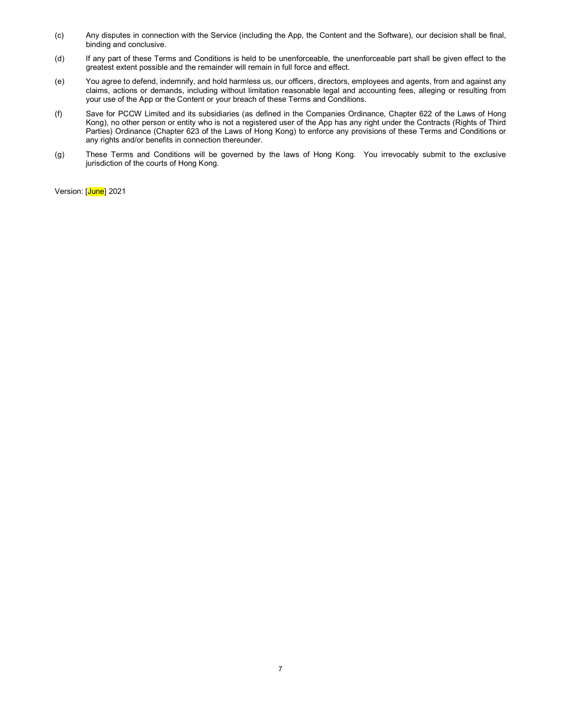(c) Any disputes in connection with the Service (including the App, the Content and the Software), our decision shall be final, binding and conclusive.

(d) If any part of these Terms and Conditions is held to be unenforceable, the unenforceable part shall be given effect to the greatest extent possible and the remainder will remain in full force and effect.

(e) You agree to defend, indemnify, and hold harmless us, our officers, directors, employees and agents, from and against any claims, actions or demands, including without limitation reasonable legal and accounting fees, alleging or resulting from your use of the App or the Content or your breach of these Terms and Conditions.

(f) Save for PCCW Limited and its subsidiaries (as defined in the Companies Ordinance, Chapter 622 of the Laws of Hong Kong), no other person or entity who is not a registered user of the App has any right under the Contracts (Rights of Third Parties) Ordinance (Chapter 623 of the Laws of Hong Kong) to enforce any provisions of these Terms and Conditions or any rights and/or benefits in connection thereunder.

(g) These Terms and Conditions will be governed by the laws of Hong Kong. You irrevocably submit to the exclusive jurisdiction of the courts of Hong Kong.

Version: [June] 2021